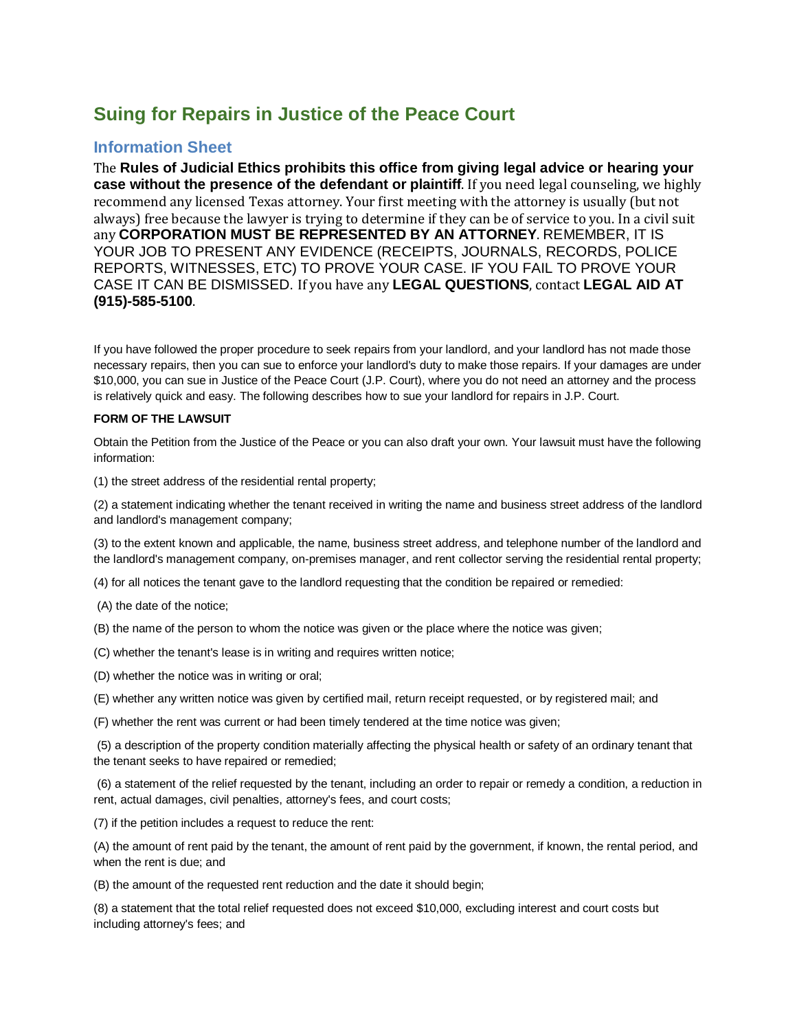# Suing for Repairs in Justice of the Peace Court

## Information Sheet

The **Rules of Judicial Ethics prohibits this office from giving legal advice or hearing your case without the presence of the defendant or plaintiff**. If you need legal counseling, we highly recommend any licensed Texas attorney. Your first meeting with the attorney is usually (but not always) free because the lawyer is trying to determine if they can be of service to you. In a civil suit any **CORPORATION MUST BE REPRESENTED BY AN ATTORNEY**. REMEMBER, IT IS YOUR JOB TO PRESENT ANY EVIDENCE (RECEIPTS, JOURNALS, RECORDS, POLICE REPORTS, WITNESSES, ETC) TO PROVE YOUR CASE. IF YOU FAIL TO PROVE YOUR CASE IT CAN BE DISMISSED. If you have any **LEGAL QUESTIONS**, contact **LEGAL AID AT (915)-585-5100**.

If you have followed the proper procedure to seek repairs from your landlord, and your landlord has not made those necessary repairs, then you can sue to enforce your landlord's duty to make those repairs. If your damages are under $10,000, you can sue in Justice of the Peace Court (J.P. Court), where you do not need an attorney and the process is relatively quick and easy. The following describes how to sue your landlord for repairs in J.P. Court.

**FORM OF THE LAWSUIT**

Obtain the Petition from the Justice of the Peace or you can also draft your own. Your lawsuit must have the following information:

(1) the street address of the residential rental property;

(2) a statement indicating whether the tenant received in writing the name and business street address of the landlord and landlord's management company;

(3) to the extent known and applicable, the name, business street address, and telephone number of the landlord and the landlord's management company, on-premises manager, and rent collector serving the residential rental property;

(4) for all notices the tenant gave to the landlord requesting that the condition be repaired or remedied:

(A) the date of the notice;

(B) the name of the person to whom the notice was given or the place where the notice was given;

(C) whether the tenant's lease is in writing and requires written notice;

(D) whether the notice was in writing or oral;

(E) whether any written notice was given by certified mail, return receipt requested, or by registered mail; and

(F) whether the rent was current or had been timely tendered at the time notice was given;

(5) a description of the property condition materially affecting the physical health or safety of an ordinary tenant that the tenant seeks to have repaired or remedied;

(6) a statement of the relief requested by the tenant, including an order to repair or remedy a condition, a reduction in rent, actual damages, civil penalties, attorney's fees, and court costs;

(7) if the petition includes a request to reduce the rent:

(A) the amount of rent paid by the tenant, the amount of rent paid by the government, if known, the rental period, and when the rent is due; and

(B) the amount of the requested rent reduction and the date it should begin;

(8) a statement that the total relief requested does not exceed $10,000, excluding interest and court costs but including attorney's fees; and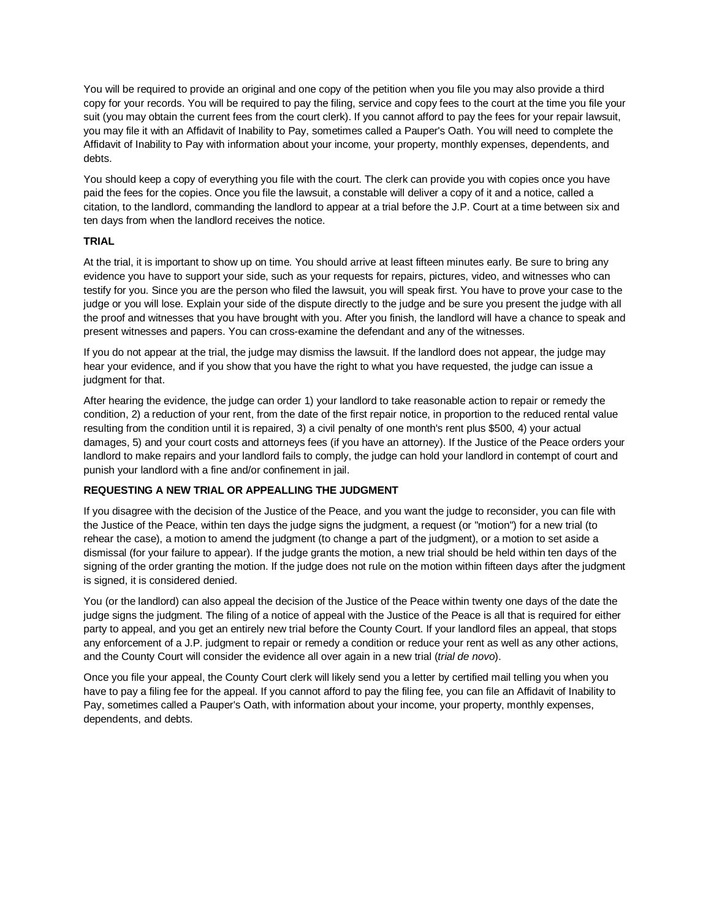You will be required to provide an original and one copy of the petition when you file you may also provide a third copy for your records. You will be required to pay the filing, service and copy fees to the court at the time you file your suit (you may obtain the current fees from the court clerk). If you cannot afford to pay the fees for your repair lawsuit, you may file it with an Affidavit of Inability to Pay, sometimes called a Pauper's Oath. You will need to complete the Affidavit of Inability to Pay with information about your income, your property, monthly expenses, dependents, and debts.

You should keep a copy of everything you file with the court. The clerk can provide you with copies once you have paid the fees for the copies. Once you file the lawsuit, a constable will deliver a copy of it and a notice, called a citation, to the landlord, commanding the landlord to appear at a trial before the J.P. Court at a time between six and ten days from when the landlord receives the notice.

**TRIAL**

At the trial, it is important to show up on time. You should arrive at least fifteen minutes early. Be sure to bring any evidence you have to support your side, such as your requests for repairs, pictures, video, and witnesses who can testify for you. Since you are the person who filed the lawsuit, you will speak first. You have to prove your case to the judge or you will lose. Explain your side of the dispute directly to the judge and be sure you present the judge with all the proof and witnesses that you have brought with you. After you finish, the landlord will have a chance to speak and present witnesses and papers. You can cross-examine the defendant and any of the witnesses.

If you do not appear at the trial, the judge may dismiss the lawsuit. If the landlord does not appear, the judge may hear your evidence, and if you show that you have the right to what you have requested, the judge can issue a judgment for that.

After hearing the evidence, the judge can order 1) your landlord to take reasonable action to repair or remedy the condition, 2) a reduction of your rent, from the date of the first repair notice, in proportion to the reduced rental value resulting from the condition until it is repaired, 3) a civil penalty of one month's rent plus $500, 4) your actual damages, 5) and your court costs and attorneys fees (if you have an attorney). If the Justice of the Peace orders your landlord to make repairs and your landlord fails to comply, the judge can hold your landlord in contempt of court and punish your landlord with a fine and/or confinement in jail.

**REQUESTING A NEW TRIAL OR APPEALLING THE JUDGMENT**

If you disagree with the decision of the Justice of the Peace, and you want the judge to reconsider, you can file with the Justice of the Peace, within ten days the judge signs the judgment, a request (or "motion") for a new trial (to rehear the case), a motion to amend the judgment (to change a part of the judgment), or a motion to set aside a dismissal (for your failure to appear). If the judge grants the motion, a new trial should be held within ten days of the signing of the order granting the motion. If the judge does not rule on the motion within fifteen days after the judgment is signed, it is considered denied.

You (or the landlord) can also appeal the decision of the Justice of the Peace within twenty one days of the date the judge signs the judgment. The filing of a notice of appeal with the Justice of the Peace is all that is required for either party to appeal, and you get an entirely new trial before the County Court. If your landlord files an appeal, that stops any enforcement of a J.P. judgment to repair or remedy a condition or reduce your rent as well as any other actions, and the County Court will consider the evidence all over again in a new trial (*trial de novo*).

Once you file your appeal, the County Court clerk will likely send you a letter by certified mail telling you when you have to pay a filing fee for the appeal. If you cannot afford to pay the filing fee, you can file an Affidavit of Inability to Pay, sometimes called a Pauper's Oath, with information about your income, your property, monthly expenses, dependents, and debts.